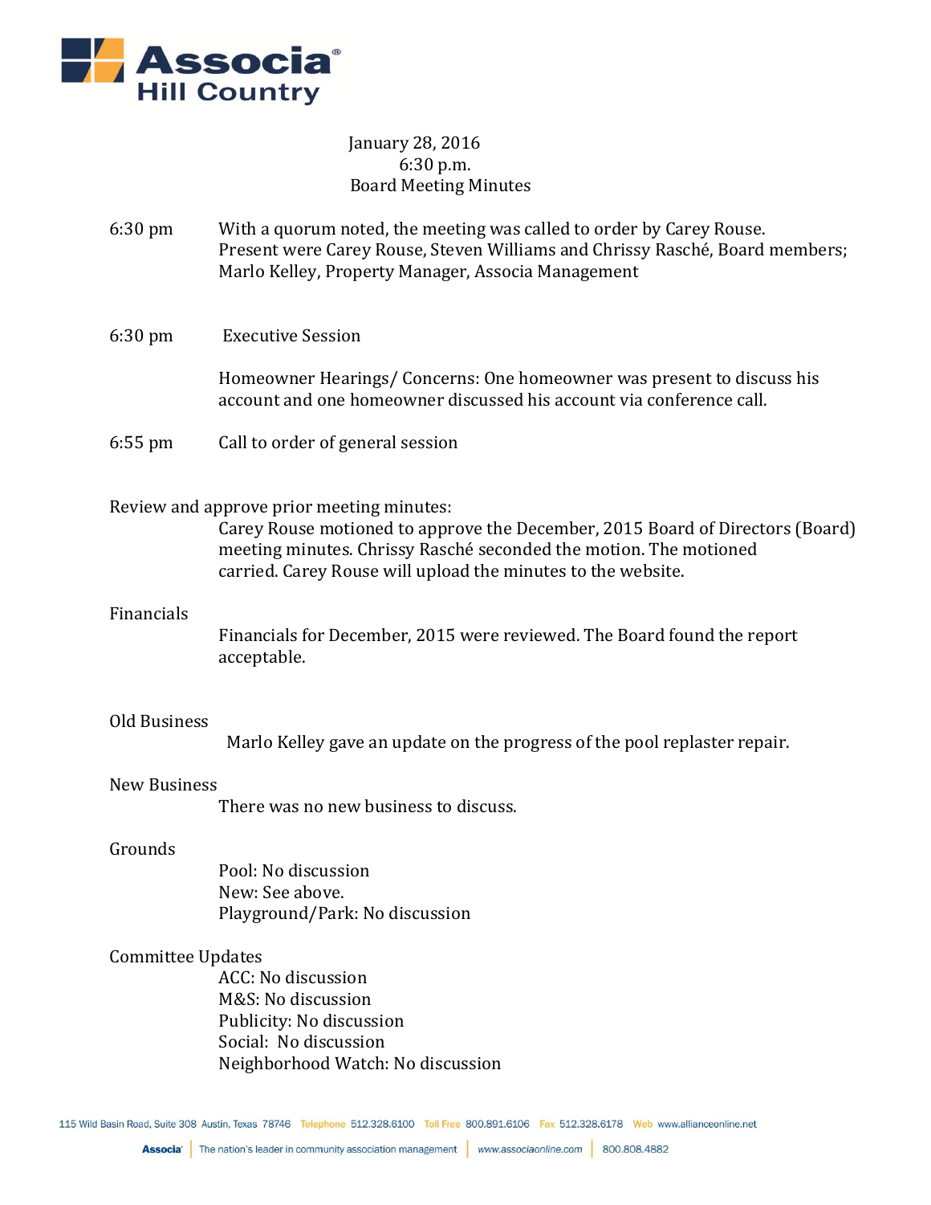Associa Hill Country

January 28, 2016
6:30 p.m.
Board Meeting Minutes

6:30 pm — With a quorum noted, the meeting was called to order by Carey Rouse. Present were Carey Rouse, Steven Williams and Chrissy Rasché, Board members; Marlo Kelley, Property Manager, Associa Management

6:30 pm — Executive Session

Homeowner Hearings/ Concerns: One homeowner was present to discuss his account and one homeowner discussed his account via conference call.

6:55 pm — Call to order of general session

Review and approve prior meeting minutes:

Carey Rouse motioned to approve the December, 2015 Board of Directors (Board) meeting minutes. Chrissy Rasché seconded the motion. The motioned carried. Carey Rouse will upload the minutes to the website.

Financials

Financials for December, 2015 were reviewed. The Board found the report acceptable.

Old Business

Marlo Kelley gave an update on the progress of the pool replaster repair.

New Business

There was no new business to discuss.

Grounds

Pool: No discussion
New: See above.
Playground/Park: No discussion

Committee Updates

ACC: No discussion
M&S: No discussion
Publicity: No discussion
Social: No discussion
Neighborhood Watch: No discussion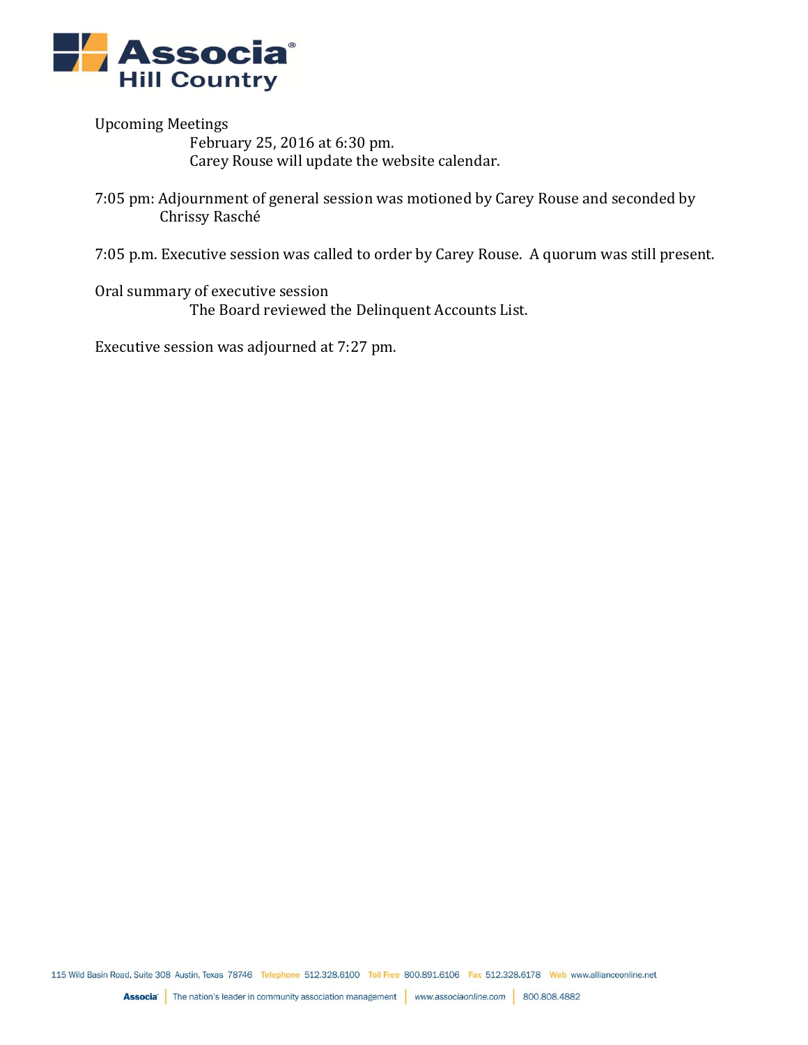Upcoming Meetings

February 25, 2016 at 6:30 pm.
Carey Rouse will update the website calendar.

7:05 pm: Adjournment of general session was motioned by Carey Rouse and seconded by Chrissy Rasché

7:05 p.m. Executive session was called to order by Carey Rouse. A quorum was still present.

Oral summary of executive session

The Board reviewed the Delinquent Accounts List.

Executive session was adjourned at 7:27 pm.